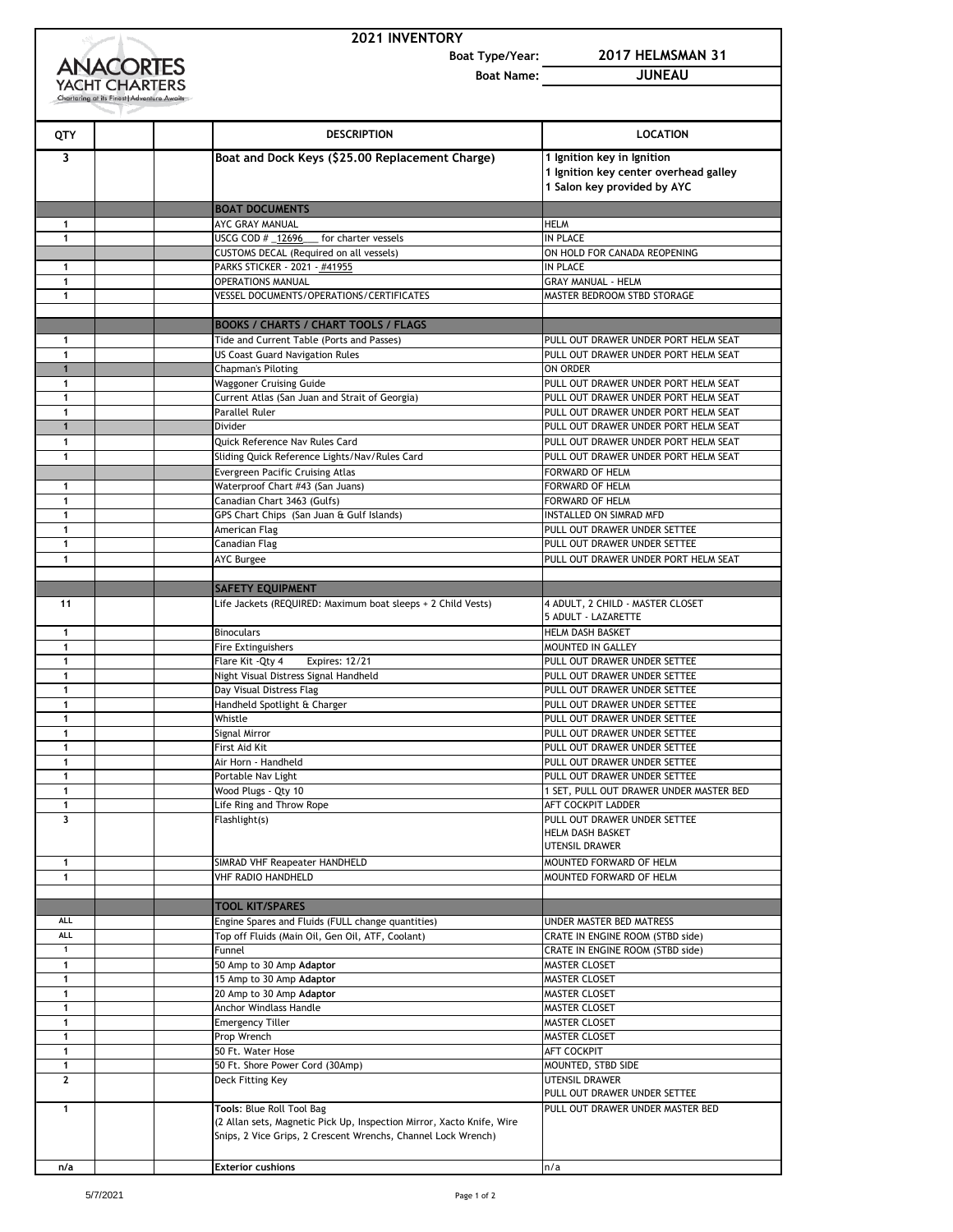ANACORTES YACHT CHARTERS
Chartering at its Finest | Adventure Awaits

# 2021 INVENTORY

**Boat Type/Year:** 2017 HELMSMAN 31

**Boat Name:** JUNEAU

| QTY | | | DESCRIPTION | LOCATION |
|---|---|---|---|---|
| 3 | | | **Boat and Dock Keys ($25.00 Replacement Charge)** | **1 Ignition key in Ignition<br>1 Ignition key center overhead galley<br>1 Salon key provided by AYC** |
| | | | **BOAT DOCUMENTS** | |
| 1 | | | AYC GRAY MANUAL | HELM |
| 1 | | | USCG COD # _12696___ for charter vessels | IN PLACE |
| | | | CUSTOMS DECAL (Required on all vessels) | ON HOLD FOR CANADA REOPENING |
| 1 | | | PARKS STICKER - 2021 - #41955 | IN PLACE |
| 1 | | | OPERATIONS MANUAL | GRAY MANUAL - HELM |
| 1 | | | VESSEL DOCUMENTS/OPERATIONS/CERTIFICATES | MASTER BEDROOM STBD STORAGE |
| | | | | |
| | | | **BOOKS / CHARTS / CHART TOOLS / FLAGS** | |
| 1 | | | Tide and Current Table (Ports and Passes) | PULL OUT DRAWER UNDER PORT HELM SEAT |
| 1 | | | US Coast Guard Navigation Rules | PULL OUT DRAWER UNDER PORT HELM SEAT |
| 1 | | | Chapman's Piloting | ON ORDER |
| 1 | | | Waggoner Cruising Guide | PULL OUT DRAWER UNDER PORT HELM SEAT |
| 1 | | | Current Atlas (San Juan and Strait of Georgia) | PULL OUT DRAWER UNDER PORT HELM SEAT |
| 1 | | | Parallel Ruler | PULL OUT DRAWER UNDER PORT HELM SEAT |
| 1 | | | Divider | PULL OUT DRAWER UNDER PORT HELM SEAT |
| 1 | | | Quick Reference Nav Rules Card | PULL OUT DRAWER UNDER PORT HELM SEAT |
| 1 | | | Sliding Quick Reference Lights/Nav/Rules Card | PULL OUT DRAWER UNDER PORT HELM SEAT |
| | | | Evergreen Pacific Cruising Atlas | FORWARD OF HELM |
| 1 | | | Waterproof Chart #43 (San Juans) | FORWARD OF HELM |
| 1 | | | Canadian Chart 3463 (Gulfs) | FORWARD OF HELM |
| 1 | | | GPS Chart Chips (San Juan & Gulf Islands) | INSTALLED ON SIMRAD MFD |
| 1 | | | American Flag | PULL OUT DRAWER UNDER SETTEE |
| 1 | | | Canadian Flag | PULL OUT DRAWER UNDER SETTEE |
| 1 | | | AYC Burgee | PULL OUT DRAWER UNDER PORT HELM SEAT |
| | | | | |
| | | | **SAFETY EQUIPMENT** | |
| 11 | | | Life Jackets (REQUIRED: Maximum boat sleeps + 2 Child Vests) | 4 ADULT, 2 CHILD - MASTER CLOSET<br>5 ADULT - LAZARETTE |
| 1 | | | Binoculars | HELM DASH BASKET |
| 1 | | | Fire Extinguishers | MOUNTED IN GALLEY |
| 1 | | | Flare Kit -Qty 4 Expires: 12/21 | PULL OUT DRAWER UNDER SETTEE |
| 1 | | | Night Visual Distress Signal Handheld | PULL OUT DRAWER UNDER SETTEE |
| 1 | | | Day Visual Distress Flag | PULL OUT DRAWER UNDER SETTEE |
| 1 | | | Handheld Spotlight & Charger | PULL OUT DRAWER UNDER SETTEE |
| 1 | | | Whistle | PULL OUT DRAWER UNDER SETTEE |
| 1 | | | Signal Mirror | PULL OUT DRAWER UNDER SETTEE |
| 1 | | | First Aid Kit | PULL OUT DRAWER UNDER SETTEE |
| 1 | | | Air Horn - Handheld | PULL OUT DRAWER UNDER SETTEE |
| 1 | | | Portable Nav Light | PULL OUT DRAWER UNDER SETTEE |
| 1 | | | Wood Plugs - Qty 10 | 1 SET, PULL OUT DRAWER UNDER MASTER BED |
| 1 | | | Life Ring and Throw Rope | AFT COCKPIT LADDER |
| 3 | | | Flashlight(s) | PULL OUT DRAWER UNDER SETTEE<br>HELM DASH BASKET<br>UTENSIL DRAWER |
| 1 | | | SIMRAD VHF Reapeater HANDHELD | MOUNTED FORWARD OF HELM |
| 1 | | | VHF RADIO HANDHELD | MOUNTED FORWARD OF HELM |
| | | | | |
| | | | **TOOL KIT/SPARES** | |
| ALL | | | Engine Spares and Fluids (FULL change quantities) | UNDER MASTER BED MATRESS |
| ALL | | | Top off Fluids (Main Oil, Gen Oil, ATF, Coolant) | CRATE IN ENGINE ROOM (STBD side) |
| 1 | | | Funnel | CRATE IN ENGINE ROOM (STBD side) |
| 1 | | | 50 Amp to 30 Amp **Adaptor** | MASTER CLOSET |
| 1 | | | 15 Amp to 30 Amp **Adaptor** | MASTER CLOSET |
| 1 | | | 20 Amp to 30 Amp **Adaptor** | MASTER CLOSET |
| 1 | | | Anchor Windlass Handle | MASTER CLOSET |
| 1 | | | Emergency Tiller | MASTER CLOSET |
| 1 | | | Prop Wrench | MASTER CLOSET |
| 1 | | | 50 Ft. Water Hose | AFT COCKPIT |
| 1 | | | 50 Ft. Shore Power Cord (30Amp) | MOUNTED, STBD SIDE |
| 2 | | | Deck Fitting Key | UTENSIL DRAWER<br>PULL OUT DRAWER UNDER SETTEE |
| 1 | | | **Tools:** Blue Roll Tool Bag<br>(2 Allan sets, Magnetic Pick Up, Inspection Mirror, Xacto Knife, Wire Snips, 2 Vice Grips, 2 Crescent Wrenchs, Channel Lock Wrench) | PULL OUT DRAWER UNDER MASTER BED |
| n/a | | | **Exterior cushions** | n/a |

5/7/2021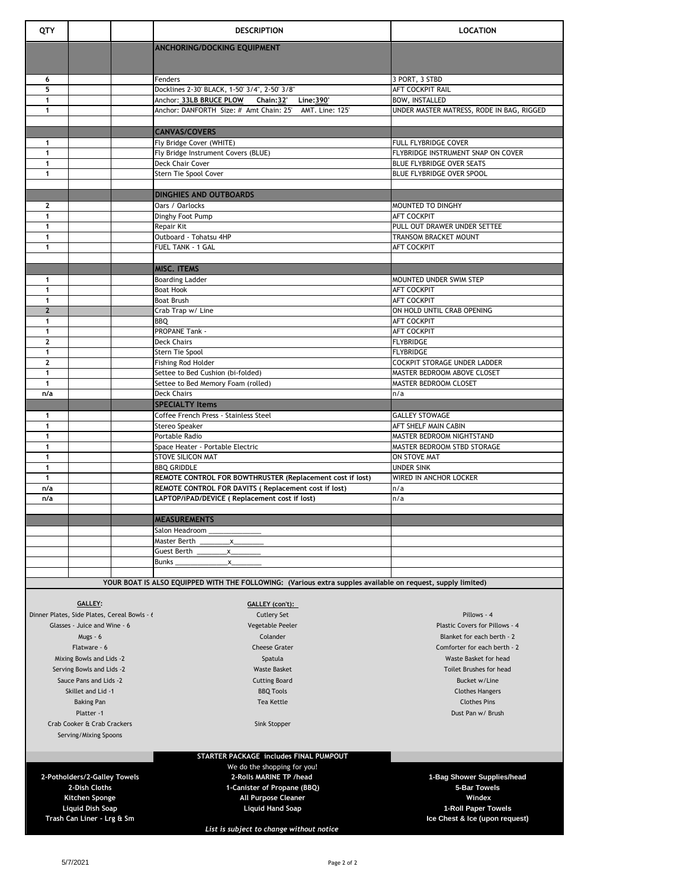| QTY | | | DESCRIPTION | LOCATION |
|---|---|---|---|---|
| | | | **ANCHORING/DOCKING EQUIPMENT** | |
| 6 | | | Fenders | 3 PORT, 3 STBD |
| 5 | | | Docklines 2-30' BLACK, 1-50' 3/4", 2-50' 3/8" | AFT COCKPIT RAIL |
| 1 | | | Anchor: **33LB BRUCE PLOW** Chain:**32'** Line:**390'** | BOW, INSTALLED |
| 1 | | | Anchor: DANFORTH Size: # Amt Chain: 25' AMT. Line: 125' | UNDER MASTER MATRESS, RODE IN BAG, RIGGED |
| | | | | |
| | | | **CANVAS/COVERS** | |
| 1 | | | Fly Bridge Cover (WHITE) | FULL FLYBRIDGE COVER |
| 1 | | | Fly Bridge Instrument Covers (BLUE) | FLYBRIDGE INSTRUMENT SNAP ON COVER |
| 1 | | | Deck Chair Cover | BLUE FLYBRIDGE OVER SEATS |
| 1 | | | Stern Tie Spool Cover | BLUE FLYBRIDGE OVER SPOOL |
| | | | | |
| | | | **DINGHIES AND OUTBOARDS** | |
| 2 | | | Oars / Oarlocks | MOUNTED TO DINGHY |
| 1 | | | Dinghy Foot Pump | AFT COCKPIT |
| 1 | | | Repair Kit | PULL OUT DRAWER UNDER SETTEE |
| 1 | | | Outboard - Tohatsu 4HP | TRANSOM BRACKET MOUNT |
| 1 | | | FUEL TANK - 1 GAL | AFT COCKPIT |
| | | | | |
| | | | **MISC. ITEMS** | |
| 1 | | | Boarding Ladder | MOUNTED UNDER SWIM STEP |
| 1 | | | Boat Hook | AFT COCKPIT |
| 1 | | | Boat Brush | AFT COCKPIT |
| 2 | | | Crab Trap w/ Line | ON HOLD UNTIL CRAB OPENING |
| 1 | | | BBQ | AFT COCKPIT |
| 1 | | | PROPANE Tank - | AFT COCKPIT |
| 2 | | | Deck Chairs | FLYBRIDGE |
| 1 | | | Stern Tie Spool | FLYBRIDGE |
| 2 | | | Fishing Rod Holder | COCKPIT STORAGE UNDER LADDER |
| 1 | | | Settee to Bed Cushion (bi-folded) | MASTER BEDROOM ABOVE CLOSET |
| 1 | | | Settee to Bed Memory Foam (rolled) | MASTER BEDROOM CLOSET |
| n/a | | | Deck Chairs | n/a |
| | | | **SPECIALTY Items** | |
| 1 | | | Coffee French Press - Stainless Steel | GALLEY STOWAGE |
| 1 | | | Stereo Speaker | AFT SHELF MAIN CABIN |
| 1 | | | Portable Radio | MASTER BEDROOM NIGHTSTAND |
| 1 | | | Space Heater - Portable Electric | MASTER BEDROOM STBD STORAGE |
| 1 | | | STOVE SILICON MAT | ON STOVE MAT |
| 1 | | | BBQ GRIDDLE | UNDER SINK |
| 1 | | | **REMOTE CONTROL FOR BOWTHRUSTER (Replacement cost if lost)** | WIRED IN ANCHOR LOCKER |
| n/a | | | **REMOTE CONTROL FOR DAVITS ( Replacement cost if lost)** | n/a |
| n/a | | | **LAPTOP/iPAD/DEVICE ( Replacement cost if lost)** | n/a |
| | | | | |
| | | | **MEASUREMENTS** | |
| | | | Salon Headroom ______________ | |
| | | | Master Berth ________x________ | |
| | | | Guest Berth ________x________ | |
| | | | Bunks ______________x________ | |

**YOUR BOAT IS ALSO EQUIPPED WITH THE FOLLOWING: (Various extra supplies available on request, supply limited)**

| GALLEY: | GALLEY (con't): | |
|---|---|---|
| Dinner Plates, Side Plates, Cereal Bowls - 6 | Cutlery Set | Pillows - 4 |
| Glasses - Juice and Wine - 6 | Vegetable Peeler | Plastic Covers for Pillows - 4 |
| Mugs - 6 | Colander | Blanket for each berth - 2 |
| Flatware - 6 | Cheese Grater | Comforter for each berth - 2 |
| Mixing Bowls and Lids -2 | Spatula | Waste Basket for head |
| Serving Bowls and Lids -2 | Waste Basket | Toilet Brushes for head |
| Sauce Pans and Lids -2 | Cutting Board | Bucket w/Line |
| Skillet and Lid -1 | BBQ Tools | Clothes Hangers |
| Baking Pan | Tea Kettle | Clothes Pins |
| Platter -1 | | Dust Pan w/ Brush |
| Crab Cooker & Crab Crackers | Sink Stopper | |
| Serving/Mixing Spoons | | |

**STARTER PACKAGE includes FINAL PUMPOUT**

We do the shopping for you!

| | | |
|---|---|---|
| **2-Potholders/2-Galley Towels** | **2-Rolls MARINE TP /head** | **1-Bag Shower Supplies/head** |
| **2-Dish Cloths** | **1-Canister of Propane (BBQ)** | **5-Bar Towels** |
| **Kitchen Sponge** | **All Purpose Cleaner** | **Windex** |
| **Liquid Dish Soap** | **Liquid Hand Soap** | **1-Roll Paper Towels** |
| **Trash Can Liner - Lrg & Sm** | | **Ice Chest & Ice (upon request)** |

***List is subject to change without notice***

5/7/2021